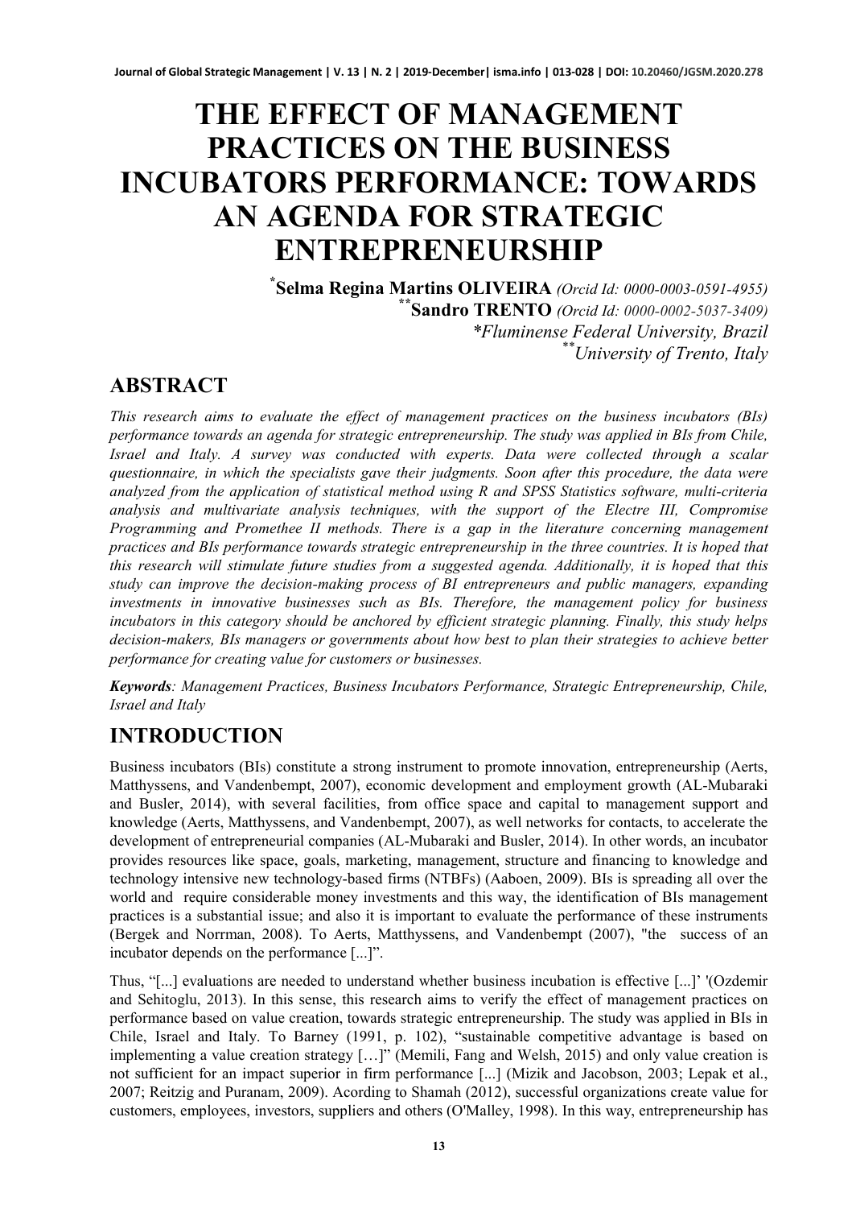# THE EFFECT OF MANAGEMENT PRACTICES ON THE BUSINESS INCUBATORS PERFORMANCE: TOWARDS AN AGENDA FOR STRATEGIC ENTREPRENEURSHIP

[*]**Selma Regina Martins OLIVEIRA** *(Orcid Id: 0000-0003-0591-4955)*
[**]**Sandro TRENTO** *(Orcid Id: 0000-0002-5037-3409)*
*\*Fluminense Federal University, Brazil*
*[**]University of Trento, Italy*

## ABSTRACT

*This research aims to evaluate the effect of management practices on the business incubators (BIs) performance towards an agenda for strategic entrepreneurship. The study was applied in BIs from Chile, Israel and Italy. A survey was conducted with experts. Data were collected through a scalar questionnaire, in which the specialists gave their judgments. Soon after this procedure, the data were analyzed from the application of statistical method using R and SPSS Statistics software, multi-criteria analysis and multivariate analysis techniques, with the support of the Electre III, Compromise Programming and Promethee II methods. There is a gap in the literature concerning management practices and BIs performance towards strategic entrepreneurship in the three countries. It is hoped that this research will stimulate future studies from a suggested agenda. Additionally, it is hoped that this study can improve the decision-making process of BI entrepreneurs and public managers, expanding investments in innovative businesses such as BIs. Therefore, the management policy for business incubators in this category should be anchored by efficient strategic planning. Finally, this study helps decision-makers, BIs managers or governments about how best to plan their strategies to achieve better performance for creating value for customers or businesses.*

***Keywords****: Management Practices, Business Incubators Performance, Strategic Entrepreneurship, Chile, Israel and Italy*

## INTRODUCTION

Business incubators (BIs) constitute a strong instrument to promote innovation, entrepreneurship (Aerts, Matthyssens, and Vandenbempt, 2007), economic development and employment growth (AL-Mubaraki and Busler, 2014), with several facilities, from office space and capital to management support and knowledge (Aerts, Matthyssens, and Vandenbempt, 2007), as well networks for contacts, to accelerate the development of entrepreneurial companies (AL-Mubaraki and Busler, 2014). In other words, an incubator provides resources like space, goals, marketing, management, structure and financing to knowledge and technology intensive new technology-based firms (NTBFs) (Aaboen, 2009). BIs is spreading all over the world and require considerable money investments and this way, the identification of BIs management practices is a substantial issue; and also it is important to evaluate the performance of these instruments (Bergek and Norrman, 2008). To Aerts, Matthyssens, and Vandenbempt (2007), "the success of an incubator depends on the performance [...]".

Thus, "[...] evaluations are needed to understand whether business incubation is effective [...]' '(Ozdemir and Sehitoglu, 2013). In this sense, this research aims to verify the effect of management practices on performance based on value creation, towards strategic entrepreneurship. The study was applied in BIs in Chile, Israel and Italy. To Barney (1991, p. 102), "sustainable competitive advantage is based on implementing a value creation strategy […]" (Memili, Fang and Welsh, 2015) and only value creation is not sufficient for an impact superior in firm performance [...] (Mizik and Jacobson, 2003; Lepak et al., 2007; Reitzig and Puranam, 2009). Acording to Shamah (2012), successful organizations create value for customers, employees, investors, suppliers and others (O'Malley, 1998). In this way, entrepreneurship has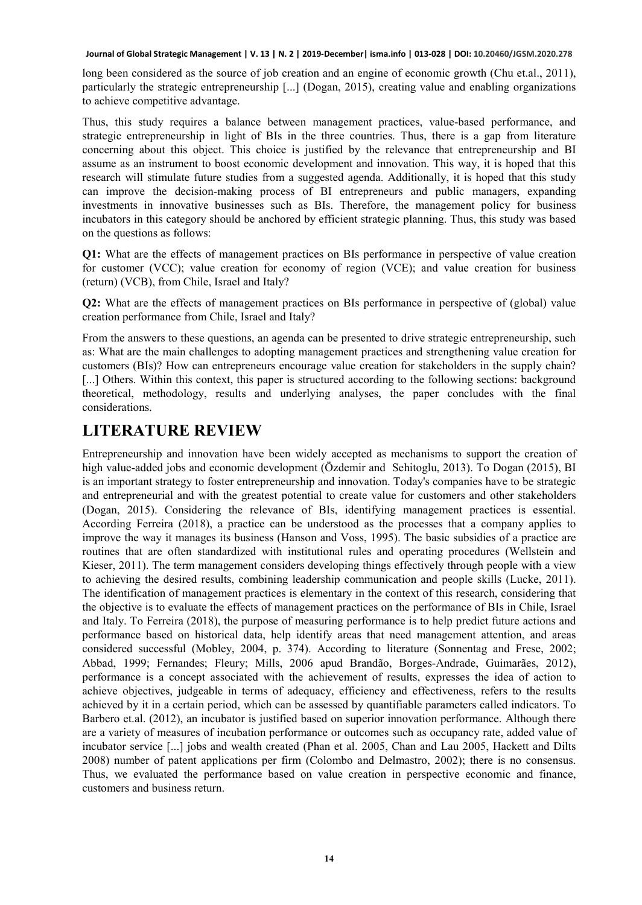long been considered as the source of job creation and an engine of economic growth (Chu et.al., 2011), particularly the strategic entrepreneurship [...] (Dogan, 2015), creating value and enabling organizations to achieve competitive advantage.

Thus, this study requires a balance between management practices, value-based performance, and strategic entrepreneurship in light of BIs in the three countries. Thus, there is a gap from literature concerning about this object. This choice is justified by the relevance that entrepreneurship and BI assume as an instrument to boost economic development and innovation. This way, it is hoped that this research will stimulate future studies from a suggested agenda. Additionally, it is hoped that this study can improve the decision-making process of BI entrepreneurs and public managers, expanding investments in innovative businesses such as BIs. Therefore, the management policy for business incubators in this category should be anchored by efficient strategic planning. Thus, this study was based on the questions as follows:

**Q1:** What are the effects of management practices on BIs performance in perspective of value creation for customer (VCC); value creation for economy of region (VCE); and value creation for business (return) (VCB), from Chile, Israel and Italy?

**Q2:** What are the effects of management practices on BIs performance in perspective of (global) value creation performance from Chile, Israel and Italy?

From the answers to these questions, an agenda can be presented to drive strategic entrepreneurship, such as: What are the main challenges to adopting management practices and strengthening value creation for customers (BIs)? How can entrepreneurs encourage value creation for stakeholders in the supply chain? [...] Others. Within this context, this paper is structured according to the following sections: background theoretical, methodology, results and underlying analyses, the paper concludes with the final considerations.

# LITERATURE REVIEW

Entrepreneurship and innovation have been widely accepted as mechanisms to support the creation of high value-added jobs and economic development (Özdemir and Sehitoglu, 2013). To Dogan (2015), BI is an important strategy to foster entrepreneurship and innovation. Today's companies have to be strategic and entrepreneurial and with the greatest potential to create value for customers and other stakeholders (Dogan, 2015). Considering the relevance of BIs, identifying management practices is essential. According Ferreira (2018), a practice can be understood as the processes that a company applies to improve the way it manages its business (Hanson and Voss, 1995). The basic subsidies of a practice are routines that are often standardized with institutional rules and operating procedures (Wellstein and Kieser, 2011). The term management considers developing things effectively through people with a view to achieving the desired results, combining leadership communication and people skills (Lucke, 2011). The identification of management practices is elementary in the context of this research, considering that the objective is to evaluate the effects of management practices on the performance of BIs in Chile, Israel and Italy. To Ferreira (2018), the purpose of measuring performance is to help predict future actions and performance based on historical data, help identify areas that need management attention, and areas considered successful (Mobley, 2004, p. 374). According to literature (Sonnentag and Frese, 2002; Abbad, 1999; Fernandes; Fleury; Mills, 2006 apud Brandão, Borges-Andrade, Guimarães, 2012), performance is a concept associated with the achievement of results, expresses the idea of action to achieve objectives, judgeable in terms of adequacy, efficiency and effectiveness, refers to the results achieved by it in a certain period, which can be assessed by quantifiable parameters called indicators. To Barbero et.al. (2012), an incubator is justified based on superior innovation performance. Although there are a variety of measures of incubation performance or outcomes such as occupancy rate, added value of incubator service [...] jobs and wealth created (Phan et al. 2005, Chan and Lau 2005, Hackett and Dilts 2008) number of patent applications per firm (Colombo and Delmastro, 2002); there is no consensus. Thus, we evaluated the performance based on value creation in perspective economic and finance, customers and business return.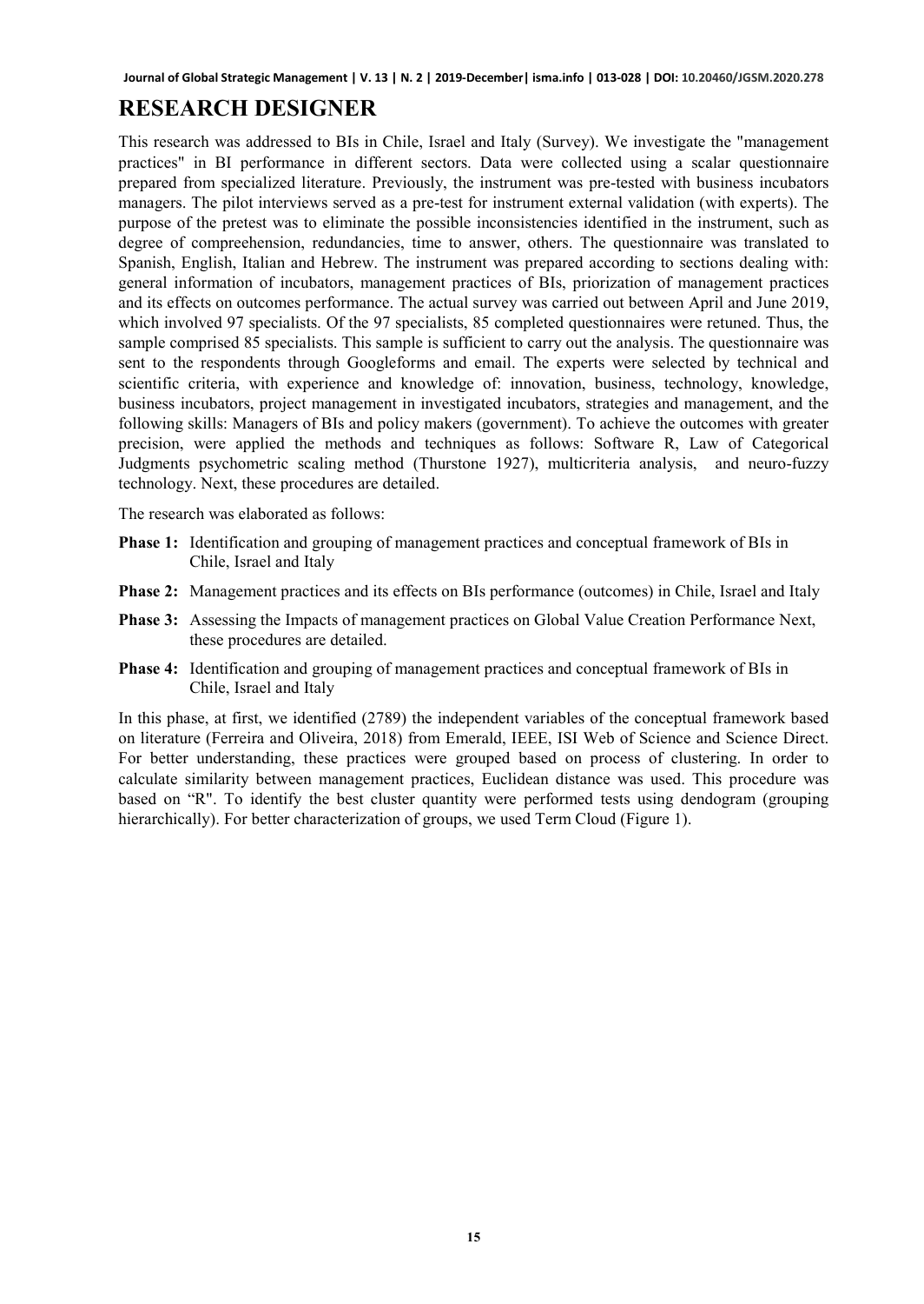## RESEARCH DESIGNER

This research was addressed to BIs in Chile, Israel and Italy (Survey). We investigate the "management practices" in BI performance in different sectors. Data were collected using a scalar questionnaire prepared from specialized literature. Previously, the instrument was pre-tested with business incubators managers. The pilot interviews served as a pre-test for instrument external validation (with experts). The purpose of the pretest was to eliminate the possible inconsistencies identified in the instrument, such as degree of compreehension, redundancies, time to answer, others. The questionnaire was translated to Spanish, English, Italian and Hebrew. The instrument was prepared according to sections dealing with: general information of incubators, management practices of BIs, priorization of management practices and its effects on outcomes performance. The actual survey was carried out between April and June 2019, which involved 97 specialists. Of the 97 specialists, 85 completed questionnaires were retuned. Thus, the sample comprised 85 specialists. This sample is sufficient to carry out the analysis. The questionnaire was sent to the respondents through Googleforms and email. The experts were selected by technical and scientific criteria, with experience and knowledge of: innovation, business, technology, knowledge, business incubators, project management in investigated incubators, strategies and management, and the following skills: Managers of BIs and policy makers (government). To achieve the outcomes with greater precision, were applied the methods and techniques as follows: Software R, Law of Categorical Judgments psychometric scaling method (Thurstone 1927), multicriteria analysis, and neuro-fuzzy technology. Next, these procedures are detailed.

The research was elaborated as follows:

- **Phase 1:** Identification and grouping of management practices and conceptual framework of BIs in Chile, Israel and Italy
- **Phase 2:** Management practices and its effects on BIs performance (outcomes) in Chile, Israel and Italy
- **Phase 3:** Assessing the Impacts of management practices on Global Value Creation Performance Next, these procedures are detailed.
- **Phase 4:** Identification and grouping of management practices and conceptual framework of BIs in Chile, Israel and Italy

In this phase, at first, we identified (2789) the independent variables of the conceptual framework based on literature (Ferreira and Oliveira, 2018) from Emerald, IEEE, ISI Web of Science and Science Direct. For better understanding, these practices were grouped based on process of clustering. In order to calculate similarity between management practices, Euclidean distance was used. This procedure was based on "R". To identify the best cluster quantity were performed tests using dendogram (grouping hierarchically). For better characterization of groups, we used Term Cloud (Figure 1).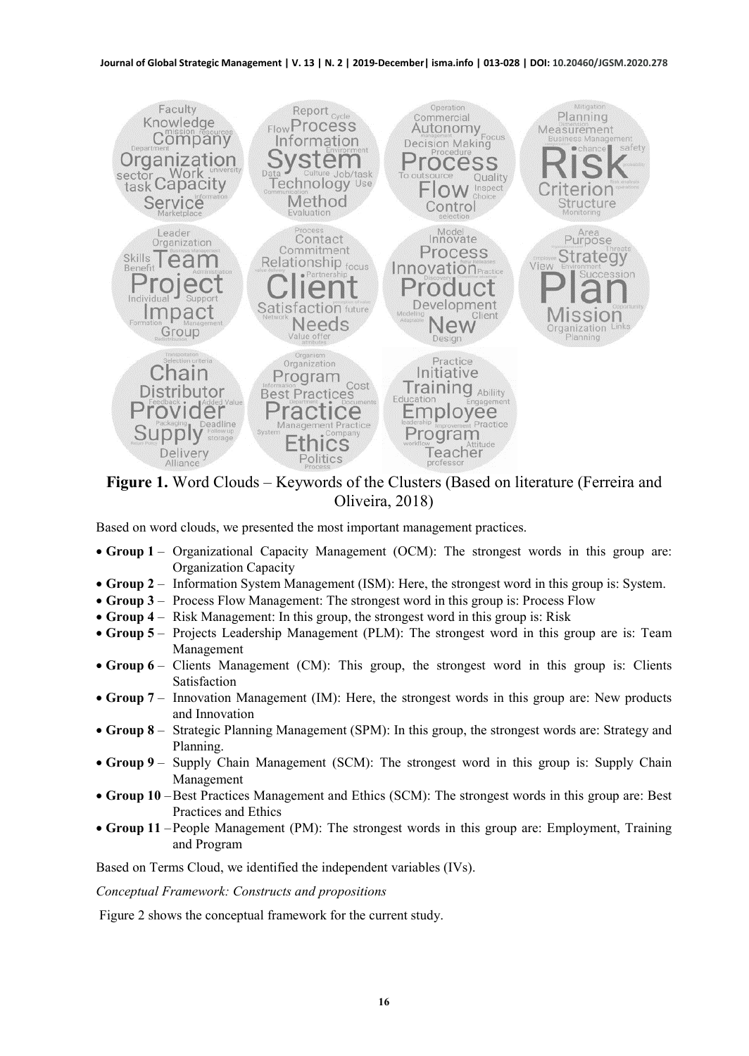**Figure 1.** Word Clouds – Keywords of the Clusters (Based on literature (Ferreira and Oliveira, 2018)

Based on word clouds, we presented the most important management practices.

- **Group 1** – Organizational Capacity Management (OCM): The strongest words in this group are: Organization Capacity
- **Group 2** – Information System Management (ISM): Here, the strongest word in this group is: System.
- **Group 3** – Process Flow Management: The strongest word in this group is: Process Flow
- **Group 4** – Risk Management: In this group, the strongest word in this group is: Risk
- **Group 5** – Projects Leadership Management (PLM): The strongest word in this group are is: Team Management
- **Group 6** – Clients Management (CM): This group, the strongest word in this group is: Clients Satisfaction
- **Group 7** – Innovation Management (IM): Here, the strongest words in this group are: New products and Innovation
- **Group 8** – Strategic Planning Management (SPM): In this group, the strongest words are: Strategy and Planning.
- **Group 9** – Supply Chain Management (SCM): The strongest word in this group is: Supply Chain Management
- **Group 10** – Best Practices Management and Ethics (SCM): The strongest words in this group are: Best Practices and Ethics
- **Group 11** – People Management (PM): The strongest words in this group are: Employment, Training and Program

Based on Terms Cloud, we identified the independent variables (IVs).

*Conceptual Framework: Constructs and propositions*

Figure 2 shows the conceptual framework for the current study.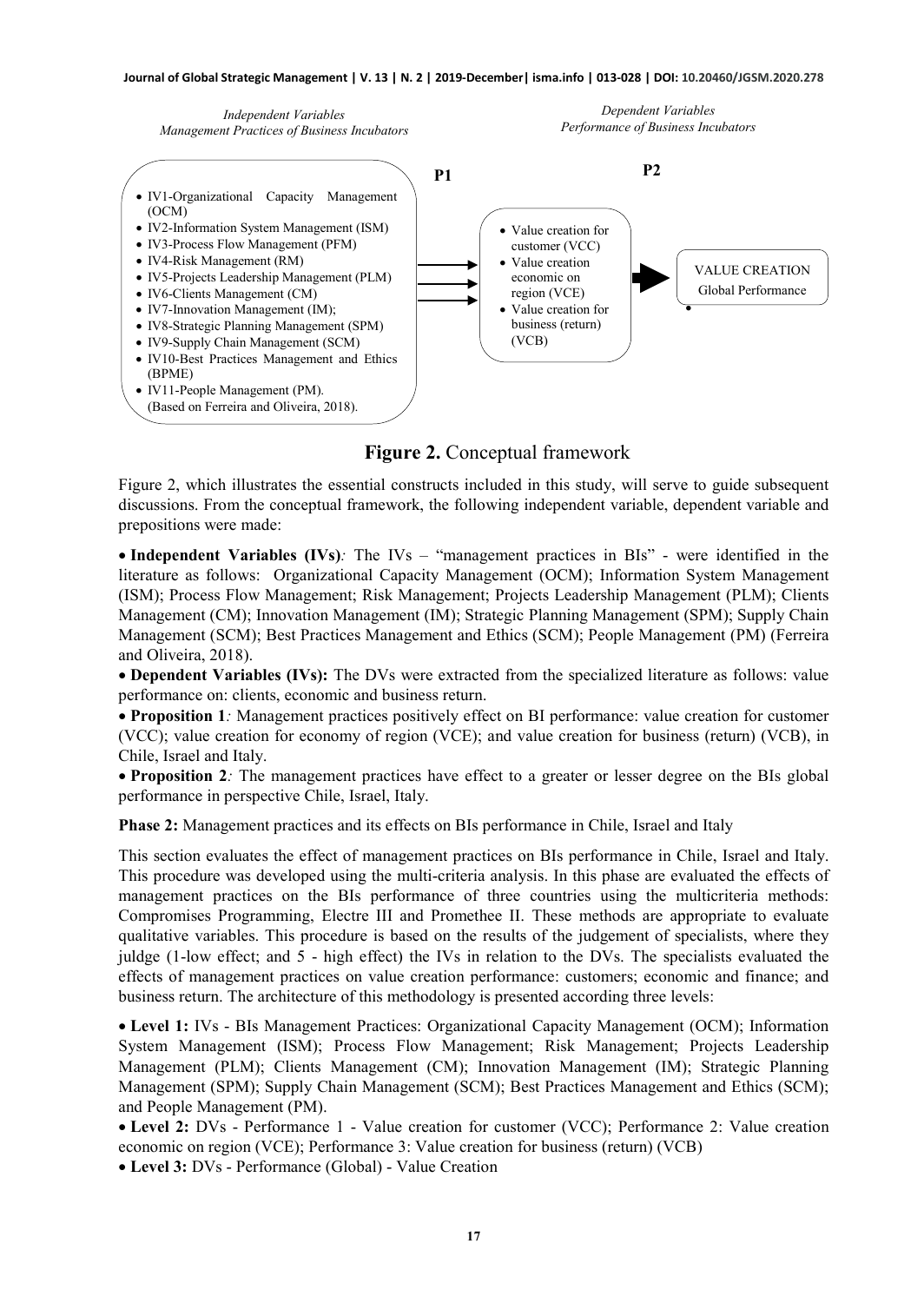*Independent Variables*
*Management Practices of Business Incubators*

*Dependent Variables*
*Performance of Business Incubators*

- IV1-Organizational Capacity Management (OCM)
- IV2-Information System Management (ISM)
- IV3-Process Flow Management (PFM)
- IV4-Risk Management (RM)
- IV5-Projects Leadership Management (PLM)
- IV6-Clients Management (CM)
- IV7-Innovation Management (IM);
- IV8-Strategic Planning Management (SPM)
- IV9-Supply Chain Management (SCM)
- IV10-Best Practices Management and Ethics (BPME)
- IV11-People Management (PM).

(Based on Ferreira and Oliveira, 2018).

P1

- Value creation for customer (VCC)
- Value creation economic on region (VCE)
- Value creation for business (return) (VCB)

P2

VALUE CREATION
Global Performance

**Figure 2.** Conceptual framework

Figure 2, which illustrates the essential constructs included in this study, will serve to guide subsequent discussions. From the conceptual framework, the following independent variable, dependent variable and prepositions were made:

- **Independent Variables (IVs)***:* The IVs – "management practices in BIs" - were identified in the literature as follows: Organizational Capacity Management (OCM); Information System Management (ISM); Process Flow Management; Risk Management; Projects Leadership Management (PLM); Clients Management (CM); Innovation Management (IM); Strategic Planning Management (SPM); Supply Chain Management (SCM); Best Practices Management and Ethics (SCM); People Management (PM) (Ferreira and Oliveira, 2018).
- **Dependent Variables (IVs):** The DVs were extracted from the specialized literature as follows: value performance on: clients, economic and business return.
- **Proposition 1***:* Management practices positively effect on BI performance: value creation for customer (VCC); value creation for economy of region (VCE); and value creation for business (return) (VCB), in Chile, Israel and Italy.
- **Proposition 2***:* The management practices have effect to a greater or lesser degree on the BIs global performance in perspective Chile, Israel, Italy.

**Phase 2:** Management practices and its effects on BIs performance in Chile, Israel and Italy

This section evaluates the effect of management practices on BIs performance in Chile, Israel and Italy. This procedure was developed using the multi-criteria analysis. In this phase are evaluated the effects of management practices on the BIs performance of three countries using the multicriteria methods: Compromises Programming, Electre III and Promethee II. These methods are appropriate to evaluate qualitative variables. This procedure is based on the results of the judgement of specialists, where they juldge (1-low effect; and 5 - high effect) the IVs in relation to the DVs. The specialists evaluated the effects of management practices on value creation performance: customers; economic and finance; and business return. The architecture of this methodology is presented according three levels:

- **Level 1:** IVs - BIs Management Practices: Organizational Capacity Management (OCM); Information System Management (ISM); Process Flow Management; Risk Management; Projects Leadership Management (PLM); Clients Management (CM); Innovation Management (IM); Strategic Planning Management (SPM); Supply Chain Management (SCM); Best Practices Management and Ethics (SCM); and People Management (PM).
- **Level 2:** DVs - Performance 1 - Value creation for customer (VCC); Performance 2: Value creation economic on region (VCE); Performance 3: Value creation for business (return) (VCB)
- **Level 3:** DVs - Performance (Global) - Value Creation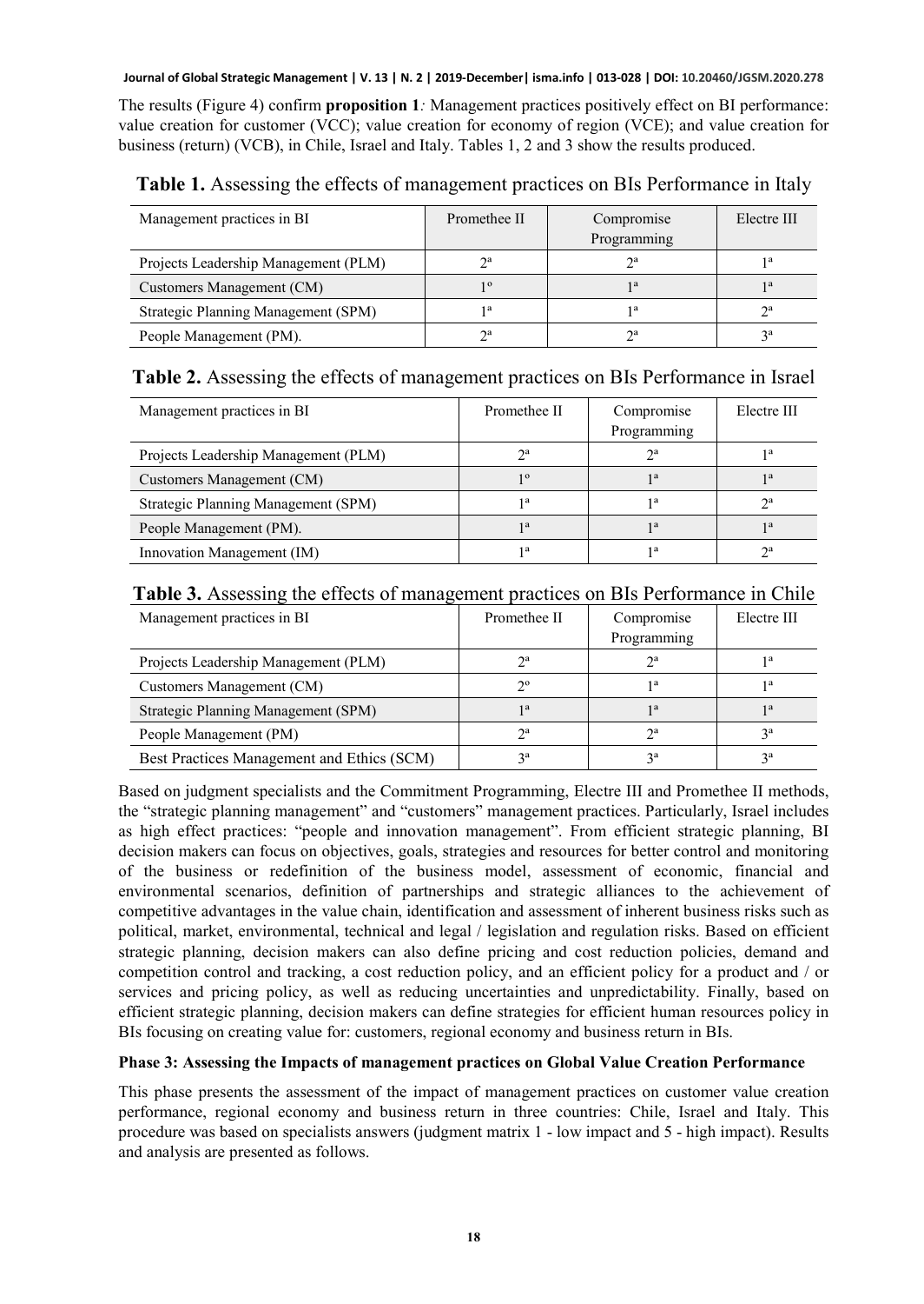The results (Figure 4) confirm **proposition 1***:* Management practices positively effect on BI performance: value creation for customer (VCC); value creation for economy of region (VCE); and value creation for business (return) (VCB), in Chile, Israel and Italy. Tables 1, 2 and 3 show the results produced.

**Table 1.** Assessing the effects of management practices on BIs Performance in Italy

| Management practices in BI | Promethee II | Compromise Programming | Electre III |
|---|---|---|---|
| Projects Leadership Management (PLM) | 2ª | 2ª | 1ª |
| Customers Management (CM) | 1º | 1ª | 1ª |
| Strategic Planning Management (SPM) | 1ª | 1ª | 2ª |
| People Management (PM). | 2ª | 2ª | 3ª |

**Table 2.** Assessing the effects of management practices on BIs Performance in Israel

| Management practices in BI | Promethee II | Compromise Programming | Electre III |
|---|---|---|---|
| Projects Leadership Management (PLM) | 2ª | 2ª | 1ª |
| Customers Management (CM) | 1º | 1ª | 1ª |
| Strategic Planning Management (SPM) | 1ª | 1ª | 2ª |
| People Management (PM). | 1ª | 1ª | 1ª |
| Innovation Management (IM) | 1ª | 1ª | 2ª |

**Table 3.** Assessing the effects of management practices on BIs Performance in Chile

| Management practices in BI | Promethee II | Compromise Programming | Electre III |
|---|---|---|---|
| Projects Leadership Management (PLM) | 2ª | 2ª | 1ª |
| Customers Management (CM) | 2º | 1ª | 1ª |
| Strategic Planning Management (SPM) | 1ª | 1ª | 1ª |
| People Management (PM) | 2ª | 2ª | 3ª |
| Best Practices Management and Ethics (SCM) | 3ª | 3ª | 3ª |

Based on judgment specialists and the Commitment Programming, Electre III and Promethee II methods, the "strategic planning management" and "customers" management practices. Particularly, Israel includes as high effect practices: "people and innovation management". From efficient strategic planning, BI decision makers can focus on objectives, goals, strategies and resources for better control and monitoring of the business or redefinition of the business model, assessment of economic, financial and environmental scenarios, definition of partnerships and strategic alliances to the achievement of competitive advantages in the value chain, identification and assessment of inherent business risks such as political, market, environmental, technical and legal / legislation and regulation risks. Based on efficient strategic planning, decision makers can also define pricing and cost reduction policies, demand and competition control and tracking, a cost reduction policy, and an efficient policy for a product and / or services and pricing policy, as well as reducing uncertainties and unpredictability. Finally, based on efficient strategic planning, decision makers can define strategies for efficient human resources policy in BIs focusing on creating value for: customers, regional economy and business return in BIs.

**Phase 3: Assessing the Impacts of management practices on Global Value Creation Performance**

This phase presents the assessment of the impact of management practices on customer value creation performance, regional economy and business return in three countries: Chile, Israel and Italy. This procedure was based on specialists answers (judgment matrix 1 - low impact and 5 - high impact). Results and analysis are presented as follows.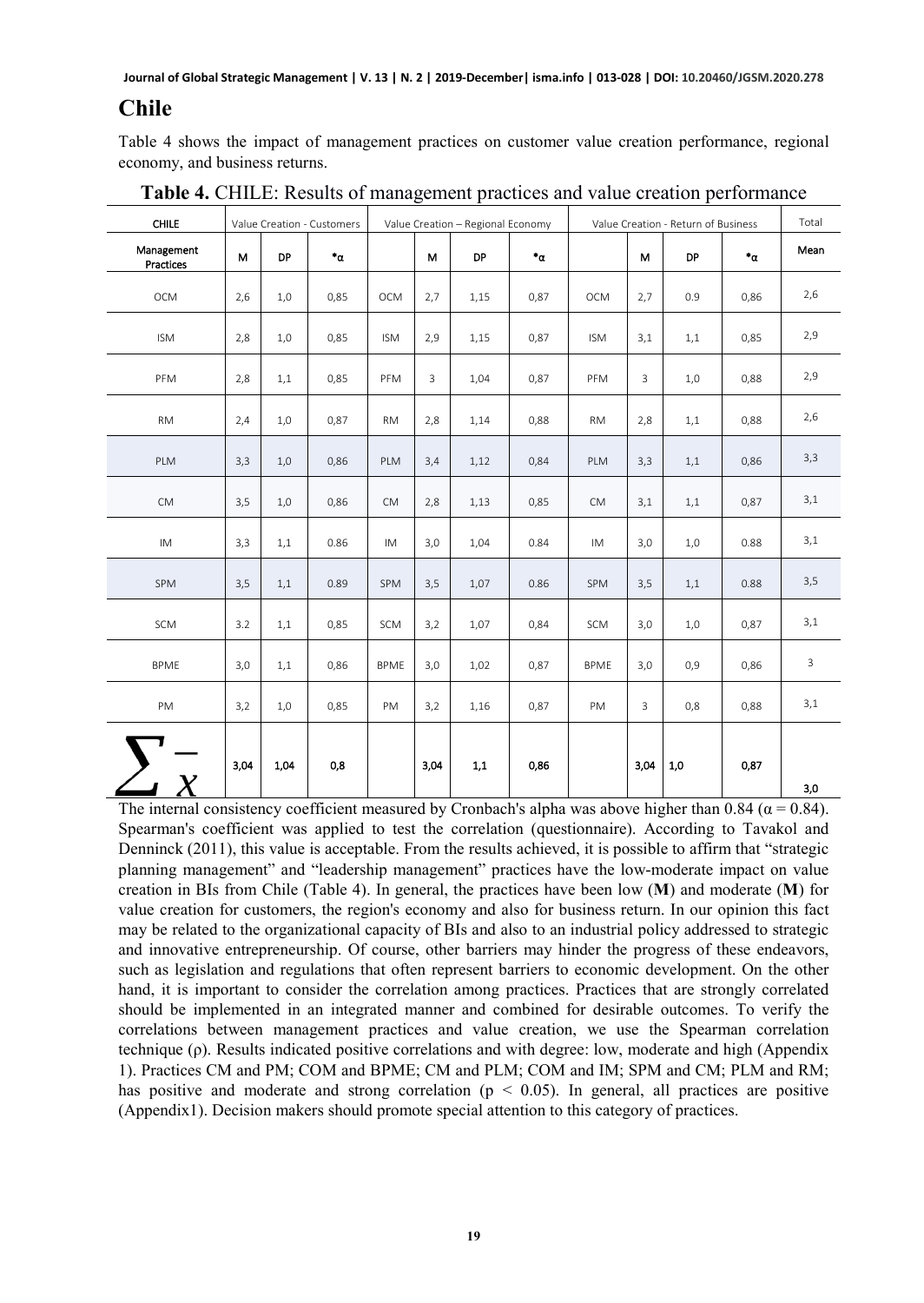## Chile

Table 4 shows the impact of management practices on customer value creation performance, regional economy, and business returns.

**Table 4.** CHILE: Results of management practices and value creation performance

| CHILE | Value Creation - Customers | | | Value Creation – Regional Economy | | | | Value Creation - Return of Business | | | | Total |
|---|---|---|---|---|---|---|---|---|---|---|---|---|
| Management Practices | M | DP | *α | | M | DP | *α | | M | DP | *α | Mean |
| OCM | 2,6 | 1,0 | 0,85 | OCM | 2,7 | 1,15 | 0,87 | OCM | 2,7 | 0.9 | 0,86 | 2,6 |
| ISM | 2,8 | 1,0 | 0,85 | ISM | 2,9 | 1,15 | 0,87 | ISM | 3,1 | 1,1 | 0,85 | 2,9 |
| PFM | 2,8 | 1,1 | 0,85 | PFM | 3 | 1,04 | 0,87 | PFM | 3 | 1,0 | 0,88 | 2,9 |
| RM | 2,4 | 1,0 | 0,87 | RM | 2,8 | 1,14 | 0,88 | RM | 2,8 | 1,1 | 0,88 | 2,6 |
| PLM | 3,3 | 1,0 | 0,86 | PLM | 3,4 | 1,12 | 0,84 | PLM | 3,3 | 1,1 | 0,86 | 3,3 |
| CM | 3,5 | 1,0 | 0,86 | CM | 2,8 | 1,13 | 0,85 | CM | 3,1 | 1,1 | 0,87 | 3,1 |
| IM | 3,3 | 1,1 | 0.86 | IM | 3,0 | 1,04 | 0.84 | IM | 3,0 | 1,0 | 0.88 | 3,1 |
| SPM | 3,5 | 1,1 | 0.89 | SPM | 3,5 | 1,07 | 0.86 | SPM | 3,5 | 1,1 | 0.88 | 3,5 |
| SCM | 3.2 | 1,1 | 0,85 | SCM | 3,2 | 1,07 | 0,84 | SCM | 3,0 | 1,0 | 0,87 | 3,1 |
| BPME | 3,0 | 1,1 | 0,86 | BPME | 3,0 | 1,02 | 0,87 | BPME | 3,0 | 0,9 | 0,86 | 3 |
| PM | 3,2 | 1,0 | 0,85 | PM | 3,2 | 1,16 | 0,87 | PM | 3 | 0,8 | 0,88 | 3,1 |
| $\sum \bar{x}$ | 3,04 | 1,04 | 0,8 | | 3,04 | 1,1 | 0,86 | | 3,04 | 1,0 | 0,87 | 3,0 |

The internal consistency coefficient measured by Cronbach's alpha was above higher than 0.84 ($\alpha = 0.84$). Spearman's coefficient was applied to test the correlation (questionnaire). According to Tavakol and Denninck (2011), this value is acceptable. From the results achieved, it is possible to affirm that "strategic planning management" and "leadership management" practices have the low-moderate impact on value creation in BIs from Chile (Table 4). In general, the practices have been low (**M**) and moderate (**M**) for value creation for customers, the region's economy and also for business return. In our opinion this fact may be related to the organizational capacity of BIs and also to an industrial policy addressed to strategic and innovative entrepreneurship. Of course, other barriers may hinder the progress of these endeavors, such as legislation and regulations that often represent barriers to economic development. On the other hand, it is important to consider the correlation among practices. Practices that are strongly correlated should be implemented in an integrated manner and combined for desirable outcomes. To verify the correlations between management practices and value creation, we use the Spearman correlation technique ($\rho$). Results indicated positive correlations and with degree: low, moderate and high (Appendix 1). Practices CM and PM; COM and BPME; CM and PLM; COM and IM; SPM and CM; PLM and RM; has positive and moderate and strong correlation ($p < 0.05$). In general, all practices are positive (Appendix1). Decision makers should promote special attention to this category of practices.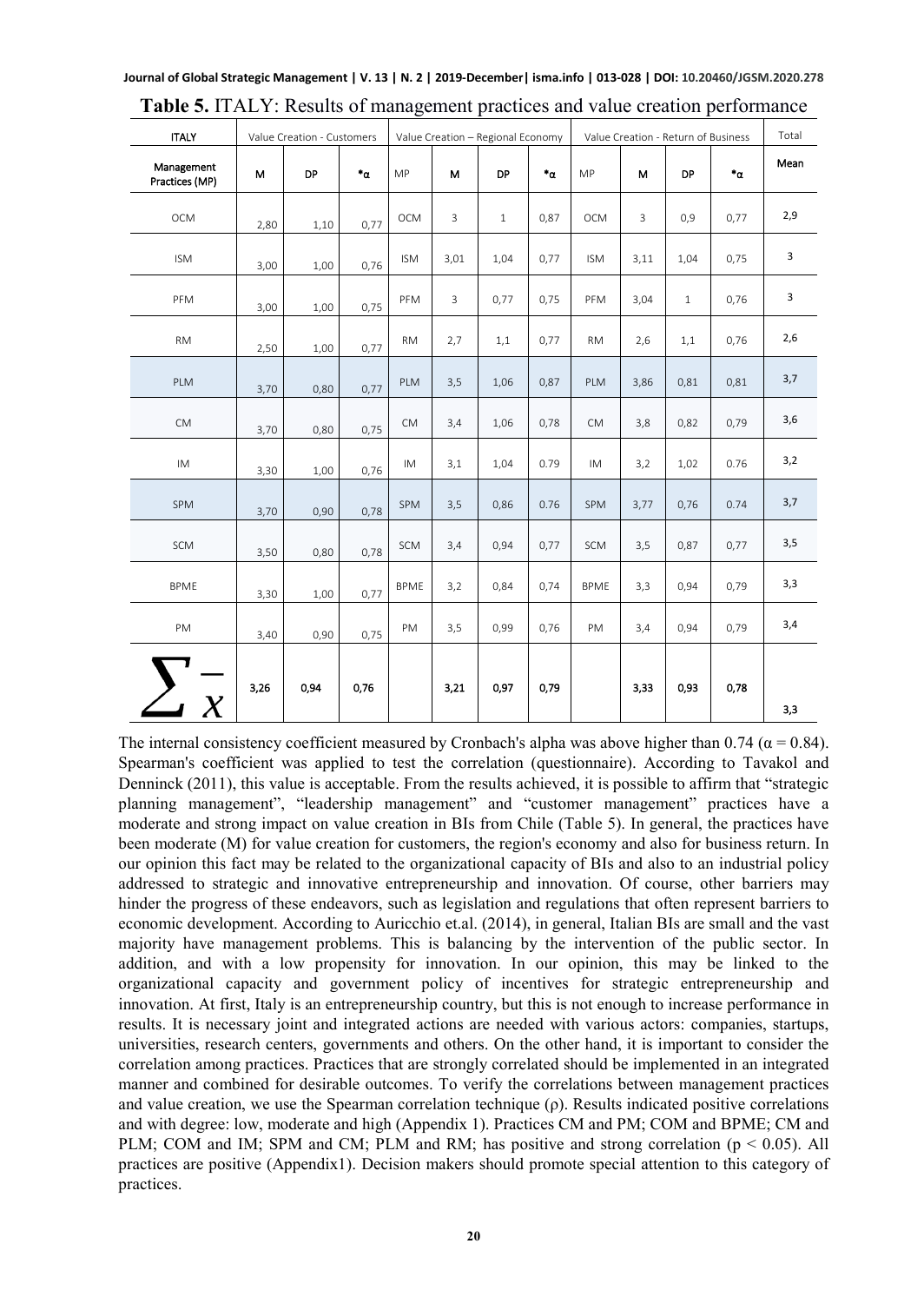**Table 5.** ITALY: Results of management practices and value creation performance

| ITALY | Value Creation - Customers | | | Value Creation – Regional Economy | | | | Value Creation - Return of Business | | | | Total |
|---|---|---|---|---|---|---|---|---|---|---|---|---|
| Management Practices (MP) | M | DP | *α | MP | M | DP | *α | MP | M | DP | *α | Mean |
| OCM | 2,80 | 1,10 | 0,77 | OCM | 3 | 1 | 0,87 | OCM | 3 | 0,9 | 0,77 | 2,9 |
| ISM | 3,00 | 1,00 | 0,76 | ISM | 3,01 | 1,04 | 0,77 | ISM | 3,11 | 1,04 | 0,75 | 3 |
| PFM | 3,00 | 1,00 | 0,75 | PFM | 3 | 0,77 | 0,75 | PFM | 3,04 | 1 | 0,76 | 3 |
| RM | 2,50 | 1,00 | 0,77 | RM | 2,7 | 1,1 | 0,77 | RM | 2,6 | 1,1 | 0,76 | 2,6 |
| PLM | 3,70 | 0,80 | 0,77 | PLM | 3,5 | 1,06 | 0,87 | PLM | 3,86 | 0,81 | 0,81 | 3,7 |
| CM | 3,70 | 0,80 | 0,75 | CM | 3,4 | 1,06 | 0,78 | CM | 3,8 | 0,82 | 0,79 | 3,6 |
| IM | 3,30 | 1,00 | 0,76 | IM | 3,1 | 1,04 | 0.79 | IM | 3,2 | 1,02 | 0.76 | 3,2 |
| SPM | 3,70 | 0,90 | 0,78 | SPM | 3,5 | 0,86 | 0.76 | SPM | 3,77 | 0,76 | 0.74 | 3,7 |
| SCM | 3,50 | 0,80 | 0,78 | SCM | 3,4 | 0,94 | 0,77 | SCM | 3,5 | 0,87 | 0,77 | 3,5 |
| BPME | 3,30 | 1,00 | 0,77 | BPME | 3,2 | 0,84 | 0,74 | BPME | 3,3 | 0,94 | 0,79 | 3,3 |
| PM | 3,40 | 0,90 | 0,75 | PM | 3,5 | 0,99 | 0,76 | PM | 3,4 | 0,94 | 0,79 | 3,4 |
| $\sum \bar{x}$ | 3,26 | 0,94 | 0,76 | | 3,21 | 0,97 | 0,79 | | 3,33 | 0,93 | 0,78 | 3,3 |

The internal consistency coefficient measured by Cronbach's alpha was above higher than 0.74 ($\alpha = 0.84$). Spearman's coefficient was applied to test the correlation (questionnaire). According to Tavakol and Denninck (2011), this value is acceptable. From the results achieved, it is possible to affirm that "strategic planning management", "leadership management" and "customer management" practices have a moderate and strong impact on value creation in BIs from Chile (Table 5). In general, the practices have been moderate (M) for value creation for customers, the region's economy and also for business return. In our opinion this fact may be related to the organizational capacity of BIs and also to an industrial policy addressed to strategic and innovative entrepreneurship and innovation. Of course, other barriers may hinder the progress of these endeavors, such as legislation and regulations that often represent barriers to economic development. According to Auricchio et.al. (2014), in general, Italian BIs are small and the vast majority have management problems. This is balancing by the intervention of the public sector. In addition, and with a low propensity for innovation. In our opinion, this may be linked to the organizational capacity and government policy of incentives for strategic entrepreneurship and innovation. At first, Italy is an entrepreneurship country, but this is not enough to increase performance in results. It is necessary joint and integrated actions are needed with various actors: companies, startups, universities, research centers, governments and others. On the other hand, it is important to consider the correlation among practices. Practices that are strongly correlated should be implemented in an integrated manner and combined for desirable outcomes. To verify the correlations between management practices and value creation, we use the Spearman correlation technique ($\rho$). Results indicated positive correlations and with degree: low, moderate and high (Appendix 1). Practices CM and PM; COM and BPME; CM and PLM; COM and IM; SPM and CM; PLM and RM; has positive and strong correlation ($p < 0.05$). All practices are positive (Appendix1). Decision makers should promote special attention to this category of practices.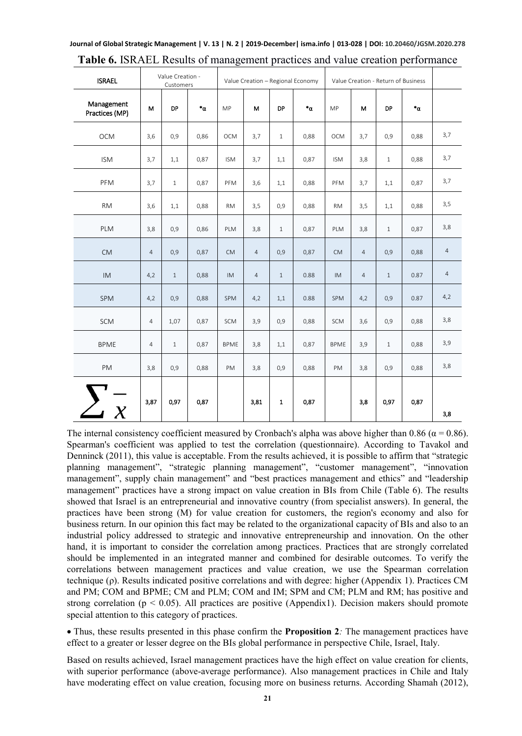**Table 6.** ISRAEL Results of management practices and value creation performance

| ISRAEL | Value Creation - Customers | | | Value Creation – Regional Economy | | | | Value Creation - Return of Business | | | | |
|---|---|---|---|---|---|---|---|---|---|---|---|---|
| Management Practices (MP) | M | DP | *α | MP | M | DP | *α | MP | M | DP | *α | |
| OCM | 3,6 | 0,9 | 0,86 | OCM | 3,7 | 1 | 0,88 | OCM | 3,7 | 0,9 | 0,88 | 3,7 |
| ISM | 3,7 | 1,1 | 0,87 | ISM | 3,7 | 1,1 | 0,87 | ISM | 3,8 | 1 | 0,88 | 3,7 |
| PFM | 3,7 | 1 | 0,87 | PFM | 3,6 | 1,1 | 0,88 | PFM | 3,7 | 1,1 | 0,87 | 3,7 |
| RM | 3,6 | 1,1 | 0,88 | RM | 3,5 | 0,9 | 0,88 | RM | 3,5 | 1,1 | 0,88 | 3,5 |
| PLM | 3,8 | 0,9 | 0,86 | PLM | 3,8 | 1 | 0,87 | PLM | 3,8 | 1 | 0,87 | 3,8 |
| CM | 4 | 0,9 | 0,87 | CM | 4 | 0,9 | 0,87 | CM | 4 | 0,9 | 0,88 | 4 |
| IM | 4,2 | 1 | 0,88 | IM | 4 | 1 | 0.88 | IM | 4 | 1 | 0.87 | 4 |
| SPM | 4,2 | 0,9 | 0,88 | SPM | 4,2 | 1,1 | 0.88 | SPM | 4,2 | 0,9 | 0.87 | 4,2 |
| SCM | 4 | 1,07 | 0,87 | SCM | 3,9 | 0,9 | 0,88 | SCM | 3,6 | 0,9 | 0,88 | 3,8 |
| BPME | 4 | 1 | 0,87 | BPME | 3,8 | 1,1 | 0,87 | BPME | 3,9 | 1 | 0,88 | 3,9 |
| PM | 3,8 | 0,9 | 0,88 | PM | 3,8 | 0,9 | 0,88 | PM | 3,8 | 0,9 | 0,88 | 3,8 |
| $\sum \bar{x}$ | **3,87** | **0,97** | **0,87** | | **3,81** | **1** | **0,87** | | **3,8** | **0,97** | **0,87** | **3,8** |

The internal consistency coefficient measured by Cronbach's alpha was above higher than 0.86 ($\alpha = 0.86$). Spearman's coefficient was applied to test the correlation (questionnaire). According to Tavakol and Denninck (2011), this value is acceptable. From the results achieved, it is possible to affirm that "strategic planning management", "strategic planning management", "customer management", "innovation management", supply chain management" and "best practices management and ethics" and "leadership management" practices have a strong impact on value creation in BIs from Chile (Table 6). The results showed that Israel is an entrepreneurial and innovative country (from specialist answers). In general, the practices have been strong (M) for value creation for customers, the region's economy and also for business return. In our opinion this fact may be related to the organizational capacity of BIs and also to an industrial policy addressed to strategic and innovative entrepreneurship and innovation. On the other hand, it is important to consider the correlation among practices. Practices that are strongly correlated should be implemented in an integrated manner and combined for desirable outcomes. To verify the correlations between management practices and value creation, we use the Spearman correlation technique ($\rho$). Results indicated positive correlations and with degree: higher (Appendix 1). Practices CM and PM; COM and BPME; CM and PLM; COM and IM; SPM and CM; PLM and RM; has positive and strong correlation ($p < 0.05$). All practices are positive (Appendix1). Decision makers should promote special attention to this category of practices.

- Thus, these results presented in this phase confirm the **Proposition 2***:* The management practices have effect to a greater or lesser degree on the BIs global performance in perspective Chile, Israel, Italy.

Based on results achieved, Israel management practices have the high effect on value creation for clients, with superior performance (above-average performance). Also management practices in Chile and Italy have moderating effect on value creation, focusing more on business returns. According Shamah (2012),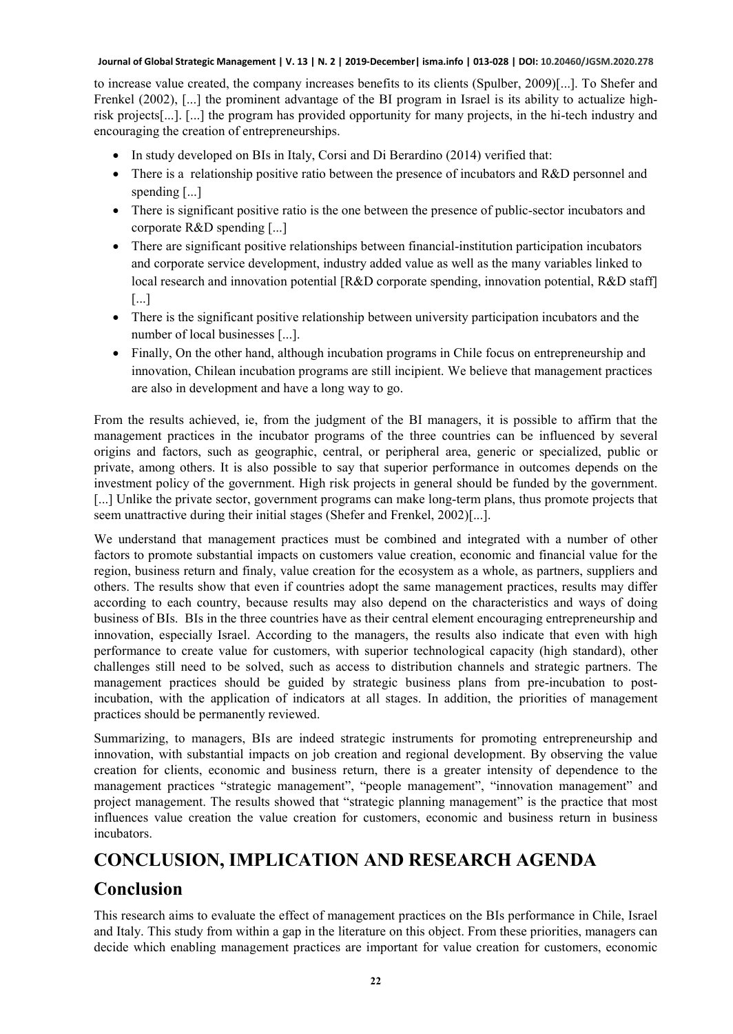to increase value created, the company increases benefits to its clients (Spulber, 2009)[...]. To Shefer and Frenkel (2002), [...] the prominent advantage of the BI program in Israel is its ability to actualize high-risk projects[...]. [...] the program has provided opportunity for many projects, in the hi-tech industry and encouraging the creation of entrepreneurships.

- In study developed on BIs in Italy, Corsi and Di Berardino (2014) verified that:
- There is a relationship positive ratio between the presence of incubators and R&D personnel and spending [...]
- There is significant positive ratio is the one between the presence of public-sector incubators and corporate R&D spending [...]
- There are significant positive relationships between financial-institution participation incubators and corporate service development, industry added value as well as the many variables linked to local research and innovation potential [R&D corporate spending, innovation potential, R&D staff] [...]
- There is the significant positive relationship between university participation incubators and the number of local businesses [...].
- Finally, On the other hand, although incubation programs in Chile focus on entrepreneurship and innovation, Chilean incubation programs are still incipient. We believe that management practices are also in development and have a long way to go.

From the results achieved, ie, from the judgment of the BI managers, it is possible to affirm that the management practices in the incubator programs of the three countries can be influenced by several origins and factors, such as geographic, central, or peripheral area, generic or specialized, public or private, among others. It is also possible to say that superior performance in outcomes depends on the investment policy of the government. High risk projects in general should be funded by the government. [...] Unlike the private sector, government programs can make long-term plans, thus promote projects that seem unattractive during their initial stages (Shefer and Frenkel, 2002)[...].

We understand that management practices must be combined and integrated with a number of other factors to promote substantial impacts on customers value creation, economic and financial value for the region, business return and finaly, value creation for the ecosystem as a whole, as partners, suppliers and others. The results show that even if countries adopt the same management practices, results may differ according to each country, because results may also depend on the characteristics and ways of doing business of BIs. BIs in the three countries have as their central element encouraging entrepreneurship and innovation, especially Israel. According to the managers, the results also indicate that even with high performance to create value for customers, with superior technological capacity (high standard), other challenges still need to be solved, such as access to distribution channels and strategic partners. The management practices should be guided by strategic business plans from pre-incubation to post-incubation, with the application of indicators at all stages. In addition, the priorities of management practices should be permanently reviewed.

Summarizing, to managers, BIs are indeed strategic instruments for promoting entrepreneurship and innovation, with substantial impacts on job creation and regional development. By observing the value creation for clients, economic and business return, there is a greater intensity of dependence to the management practices "strategic management", "people management", "innovation management" and project management. The results showed that "strategic planning management" is the practice that most influences value creation the value creation for customers, economic and business return in business incubators.

# CONCLUSION, IMPLICATION AND RESEARCH AGENDA

## Conclusion

This research aims to evaluate the effect of management practices on the BIs performance in Chile, Israel and Italy. This study from within a gap in the literature on this object. From these priorities, managers can decide which enabling management practices are important for value creation for customers, economic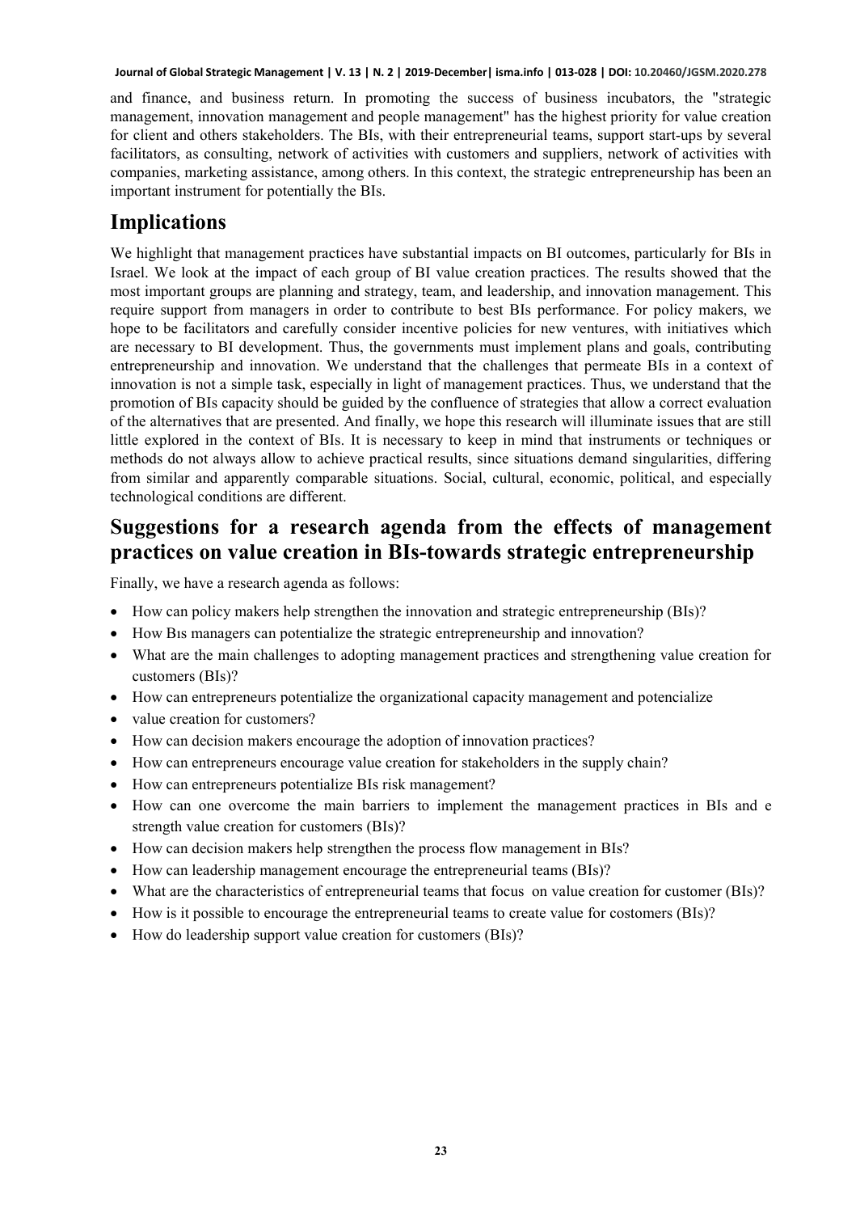and finance, and business return. In promoting the success of business incubators, the "strategic management, innovation management and people management" has the highest priority for value creation for client and others stakeholders. The BIs, with their entrepreneurial teams, support start-ups by several facilitators, as consulting, network of activities with customers and suppliers, network of activities with companies, marketing assistance, among others. In this context, the strategic entrepreneurship has been an important instrument for potentially the BIs.

## Implications

We highlight that management practices have substantial impacts on BI outcomes, particularly for BIs in Israel. We look at the impact of each group of BI value creation practices. The results showed that the most important groups are planning and strategy, team, and leadership, and innovation management. This require support from managers in order to contribute to best BIs performance. For policy makers, we hope to be facilitators and carefully consider incentive policies for new ventures, with initiatives which are necessary to BI development. Thus, the governments must implement plans and goals, contributing entrepreneurship and innovation. We understand that the challenges that permeate BIs in a context of innovation is not a simple task, especially in light of management practices. Thus, we understand that the promotion of BIs capacity should be guided by the confluence of strategies that allow a correct evaluation of the alternatives that are presented. And finally, we hope this research will illuminate issues that are still little explored in the context of BIs. It is necessary to keep in mind that instruments or techniques or methods do not always allow to achieve practical results, since situations demand singularities, differing from similar and apparently comparable situations. Social, cultural, economic, political, and especially technological conditions are different.

## Suggestions for a research agenda from the effects of management practices on value creation in BIs-towards strategic entrepreneurship

Finally, we have a research agenda as follows:

- How can policy makers help strengthen the innovation and strategic entrepreneurship (BIs)?
- How Bıs managers can potentialize the strategic entrepreneurship and innovation?
- What are the main challenges to adopting management practices and strengthening value creation for customers (BIs)?
- How can entrepreneurs potentialize the organizational capacity management and potencialize
- value creation for customers?
- How can decision makers encourage the adoption of innovation practices?
- How can entrepreneurs encourage value creation for stakeholders in the supply chain?
- How can entrepreneurs potentialize BIs risk management?
- How can one overcome the main barriers to implement the management practices in BIs and e strength value creation for customers (BIs)?
- How can decision makers help strengthen the process flow management in BIs?
- How can leadership management encourage the entrepreneurial teams (BIs)?
- What are the characteristics of entrepreneurial teams that focus on value creation for customer (BIs)?
- How is it possible to encourage the entrepreneurial teams to create value for costomers (BIs)?
- How do leadership support value creation for customers (BIs)?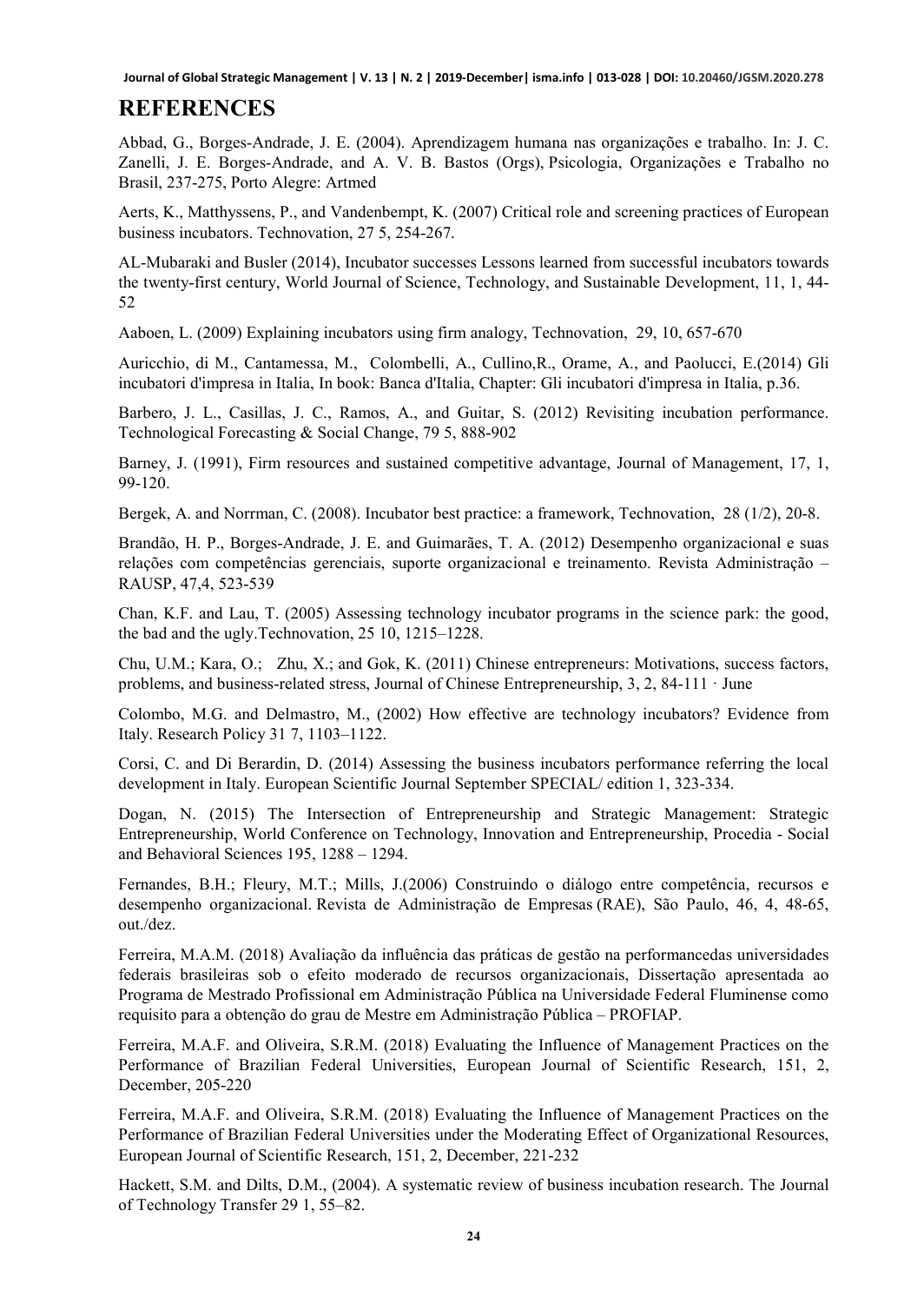# REFERENCES

Abbad, G., Borges-Andrade, J. E. (2004). Aprendizagem humana nas organizações e trabalho. In: J. C. Zanelli, J. E. Borges-Andrade, and A. V. B. Bastos (Orgs), Psicologia, Organizações e Trabalho no Brasil, 237-275, Porto Alegre: Artmed

Aerts, K., Matthyssens, P., and Vandenbempt, K. (2007) Critical role and screening practices of European business incubators. Technovation, 27 5, 254-267.

AL-Mubaraki and Busler (2014), Incubator successes Lessons learned from successful incubators towards the twenty-first century, World Journal of Science, Technology, and Sustainable Development, 11, 1, 44-52

Aaboen, L. (2009) Explaining incubators using firm analogy, Technovation, 29, 10, 657-670

Auricchio, di M., Cantamessa, M., Colombelli, A., Cullino,R., Orame, A., and Paolucci, E.(2014) Gli incubatori d'impresa in Italia, In book: Banca d'Italia, Chapter: Gli incubatori d'impresa in Italia, p.36.

Barbero, J. L., Casillas, J. C., Ramos, A., and Guitar, S. (2012) Revisiting incubation performance. Technological Forecasting & Social Change, 79 5, 888-902

Barney, J. (1991), Firm resources and sustained competitive advantage, Journal of Management, 17, 1, 99-120.

Bergek, A. and Norrman, C. (2008). Incubator best practice: a framework, Technovation, 28 (1/2), 20-8.

Brandão, H. P., Borges-Andrade, J. E. and Guimarães, T. A. (2012) Desempenho organizacional e suas relações com competências gerenciais, suporte organizacional e treinamento. Revista Administração – RAUSP, 47,4, 523-539

Chan, K.F. and Lau, T. (2005) Assessing technology incubator programs in the science park: the good, the bad and the ugly.Technovation, 25 10, 1215–1228.

Chu, U.M.; Kara, O.; Zhu, X.; and Gok, K. (2011) Chinese entrepreneurs: Motivations, success factors, problems, and business-related stress, Journal of Chinese Entrepreneurship, 3, 2, 84-111 · June

Colombo, M.G. and Delmastro, M., (2002) How effective are technology incubators? Evidence from Italy. Research Policy 31 7, 1103–1122.

Corsi, C. and Di Berardin, D. (2014) Assessing the business incubators performance referring the local development in Italy. European Scientific Journal September SPECIAL/ edition 1, 323-334.

Dogan, N. (2015) The Intersection of Entrepreneurship and Strategic Management: Strategic Entrepreneurship, World Conference on Technology, Innovation and Entrepreneurship, Procedia - Social and Behavioral Sciences 195, 1288 – 1294.

Fernandes, B.H.; Fleury, M.T.; Mills, J.(2006) Construindo o diálogo entre competência, recursos e desempenho organizacional. Revista de Administração de Empresas (RAE), São Paulo, 46, 4, 48-65, out./dez.

Ferreira, M.A.M. (2018) Avaliação da influência das práticas de gestão na performancedas universidades federais brasileiras sob o efeito moderado de recursos organizacionais, Dissertação apresentada ao Programa de Mestrado Profissional em Administração Pública na Universidade Federal Fluminense como requisito para a obtenção do grau de Mestre em Administração Pública – PROFIAP.

Ferreira, M.A.F. and Oliveira, S.R.M. (2018) Evaluating the Influence of Management Practices on the Performance of Brazilian Federal Universities, European Journal of Scientific Research, 151, 2, December, 205-220

Ferreira, M.A.F. and Oliveira, S.R.M. (2018) Evaluating the Influence of Management Practices on the Performance of Brazilian Federal Universities under the Moderating Effect of Organizational Resources, European Journal of Scientific Research, 151, 2, December, 221-232

Hackett, S.M. and Dilts, D.M., (2004). A systematic review of business incubation research. The Journal of Technology Transfer 29 1, 55–82.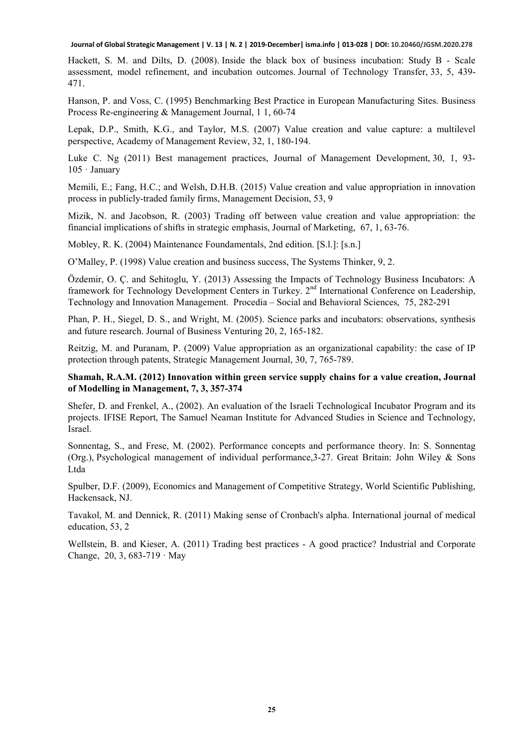Hackett, S. M. and Dilts, D. (2008). Inside the black box of business incubation: Study B - Scale assessment, model refinement, and incubation outcomes. Journal of Technology Transfer, 33, 5, 439-471.

Hanson, P. and Voss, C. (1995) Benchmarking Best Practice in European Manufacturing Sites. Business Process Re-engineering & Management Journal, 1 1, 60-74

Lepak, D.P., Smith, K.G., and Taylor, M.S. (2007) Value creation and value capture: a multilevel perspective, Academy of Management Review, 32, 1, 180-194.

Luke C. Ng (2011) Best management practices, Journal of Management Development, 30, 1, 93-105 · January

Memili, E.; Fang, H.C.; and Welsh, D.H.B. (2015) Value creation and value appropriation in innovation process in publicly-traded family firms, Management Decision, 53, 9

Mizik, N. and Jacobson, R. (2003) Trading off between value creation and value appropriation: the financial implications of shifts in strategic emphasis, Journal of Marketing, 67, 1, 63-76.

Mobley, R. K. (2004) Maintenance Foundamentals, 2nd edition. [S.l.]: [s.n.]

O'Malley, P. (1998) Value creation and business success, The Systems Thinker, 9, 2.

Özdemir, O. Ç. and Sehitoglu, Y. (2013) Assessing the Impacts of Technology Business Incubators: A framework for Technology Development Centers in Turkey. 2nd International Conference on Leadership, Technology and Innovation Management. Procedia – Social and Behavioral Sciences, 75, 282-291

Phan, P. H., Siegel, D. S., and Wright, M. (2005). Science parks and incubators: observations, synthesis and future research. Journal of Business Venturing 20, 2, 165-182.

Reitzig, M. and Puranam, P. (2009) Value appropriation as an organizational capability: the case of IP protection through patents, Strategic Management Journal, 30, 7, 765-789.

**Shamah, R.A.M. (2012) Innovation within green service supply chains for a value creation, Journal of Modelling in Management, 7, 3, 357-374**

Shefer, D. and Frenkel, A., (2002). An evaluation of the Israeli Technological Incubator Program and its projects. IFISE Report, The Samuel Neaman Institute for Advanced Studies in Science and Technology, Israel.

Sonnentag, S., and Frese, M. (2002). Performance concepts and performance theory. In: S. Sonnentag (Org.), Psychological management of individual performance,3-27. Great Britain: John Wiley & Sons Ltda

Spulber, D.F. (2009), Economics and Management of Competitive Strategy, World Scientific Publishing, Hackensack, NJ.

Tavakol, M. and Dennick, R. (2011) Making sense of Cronbach's alpha. International journal of medical education, 53, 2

Wellstein, B. and Kieser, A. (2011) Trading best practices - A good practice? Industrial and Corporate Change, 20, 3, 683-719 · May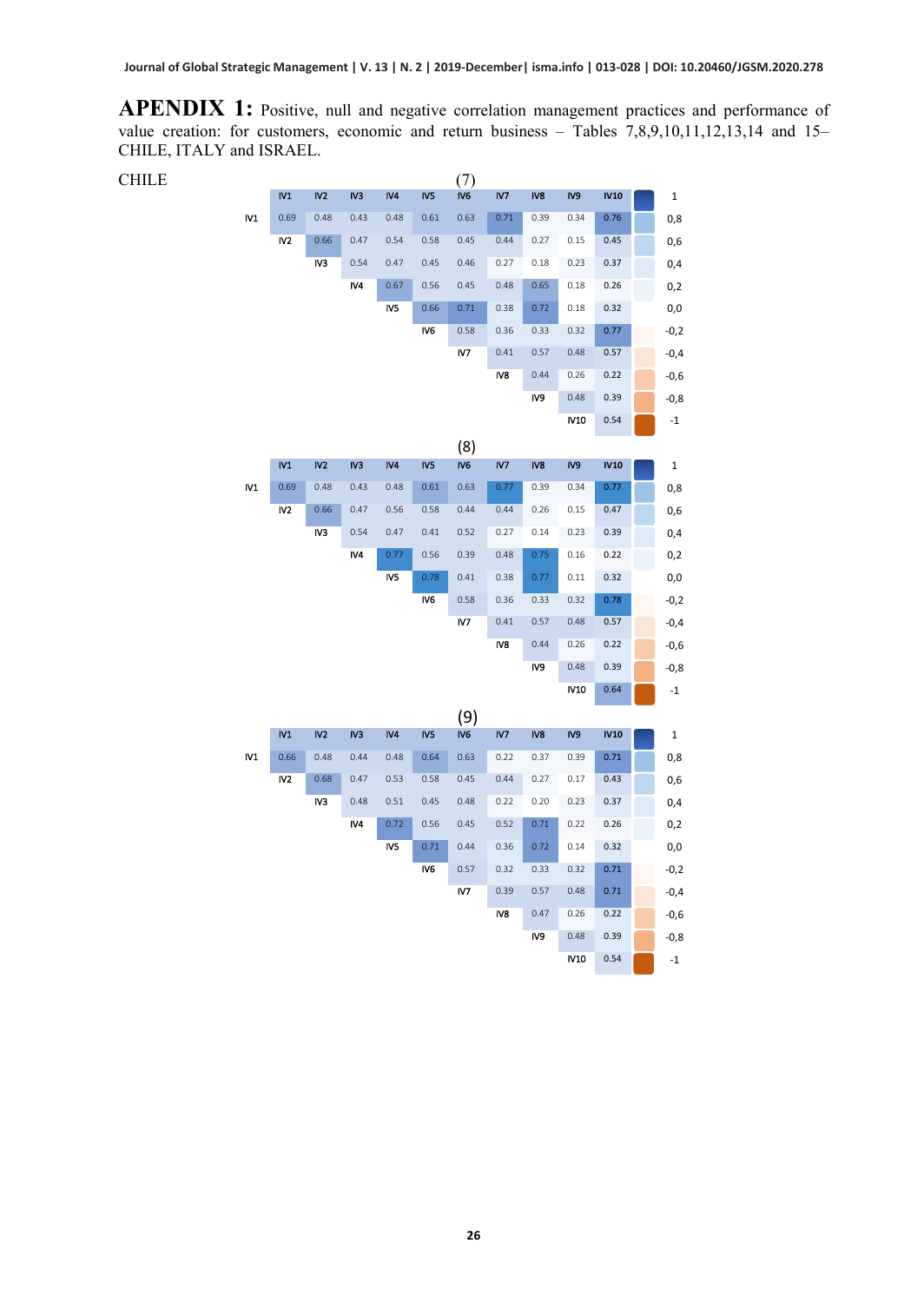**APENDIX 1:** Positive, null and negative correlation management practices and performance of value creation: for customers, economic and return business – Tables 7,8,9,10,11,12,13,14 and 15– CHILE, ITALY and ISRAEL.

CHILE

(7)

| | IV1 | IV2 | IV3 | IV4 | IV5 | IV6 | IV7 | IV8 | IV9 | IV10 |
|---|---|---|---|---|---|---|---|---|---|---|
| IV1 | 0.69 | 0.48 | 0.43 | 0.48 | 0.61 | 0.63 | 0.71 | 0.39 | 0.34 | 0.76 |
| IV2 | | 0.66 | 0.47 | 0.54 | 0.58 | 0.45 | 0.44 | 0.27 | 0.15 | 0.45 |
| IV3 | | | 0.54 | 0.47 | 0.45 | 0.46 | 0.27 | 0.18 | 0.23 | 0.37 |
| IV4 | | | | 0.67 | 0.56 | 0.45 | 0.48 | 0.65 | 0.18 | 0.26 |
| IV5 | | | | | 0.66 | 0.71 | 0.38 | 0.72 | 0.18 | 0.32 |
| IV6 | | | | | | 0.58 | 0.36 | 0.33 | 0.32 | 0.77 |
| IV7 | | | | | | | 0.41 | 0.57 | 0.48 | 0.57 |
| IV8 | | | | | | | | 0.44 | 0.26 | 0.22 |
| IV9 | | | | | | | | | 0.48 | 0.39 |
| IV10 | | | | | | | | | | 0.54 |

Scale: 1, 0,8, 0,6, 0,4, 0,2, 0,0, -0,2, -0,4, -0,6, -0,8, -1

(8)

| | IV1 | IV2 | IV3 | IV4 | IV5 | IV6 | IV7 | IV8 | IV9 | IV10 |
|---|---|---|---|---|---|---|---|---|---|---|
| IV1 | 0.69 | 0.48 | 0.43 | 0.48 | 0.61 | 0.63 | 0.77 | 0.39 | 0.34 | 0.77 |
| IV2 | | 0.66 | 0.47 | 0.56 | 0.58 | 0.44 | 0.44 | 0.26 | 0.15 | 0.47 |
| IV3 | | | 0.54 | 0.47 | 0.41 | 0.52 | 0.27 | 0.14 | 0.23 | 0.39 |
| IV4 | | | | 0.77 | 0.56 | 0.39 | 0.48 | 0.75 | 0.16 | 0.22 |
| IV5 | | | | | 0.78 | 0.41 | 0.38 | 0.77 | 0.11 | 0.32 |
| IV6 | | | | | | 0.58 | 0.36 | 0.33 | 0.32 | 0.78 |
| IV7 | | | | | | | 0.41 | 0.57 | 0.48 | 0.57 |
| IV8 | | | | | | | | 0.44 | 0.26 | 0.22 |
| IV9 | | | | | | | | | 0.48 | 0.39 |
| IV10 | | | | | | | | | | 0.64 |

Scale: 1, 0,8, 0,6, 0,4, 0,2, 0,0, -0,2, -0,4, -0,6, -0,8, -1

(9)

| | IV1 | IV2 | IV3 | IV4 | IV5 | IV6 | IV7 | IV8 | IV9 | IV10 |
|---|---|---|---|---|---|---|---|---|---|---|
| IV1 | 0.66 | 0.48 | 0.44 | 0.48 | 0.64 | 0.63 | 0.22 | 0.37 | 0.39 | 0.71 |
| IV2 | | 0.68 | 0.47 | 0.53 | 0.58 | 0.45 | 0.44 | 0.27 | 0.17 | 0.43 |
| IV3 | | | 0.48 | 0.51 | 0.45 | 0.48 | 0.22 | 0.20 | 0.23 | 0.37 |
| IV4 | | | | 0.72 | 0.56 | 0.45 | 0.52 | 0.71 | 0.22 | 0.26 |
| IV5 | | | | | 0.71 | 0.44 | 0.36 | 0.72 | 0.14 | 0.32 |
| IV6 | | | | | | 0.57 | 0.32 | 0.33 | 0.32 | 0.71 |
| IV7 | | | | | | | 0.39 | 0.57 | 0.48 | 0.71 |
| IV8 | | | | | | | | 0.47 | 0.26 | 0.22 |
| IV9 | | | | | | | | | 0.48 | 0.39 |
| IV10 | | | | | | | | | | 0.54 |

Scale: 1, 0,8, 0,6, 0,4, 0,2, 0,0, -0,2, -0,4, -0,6, -0,8, -1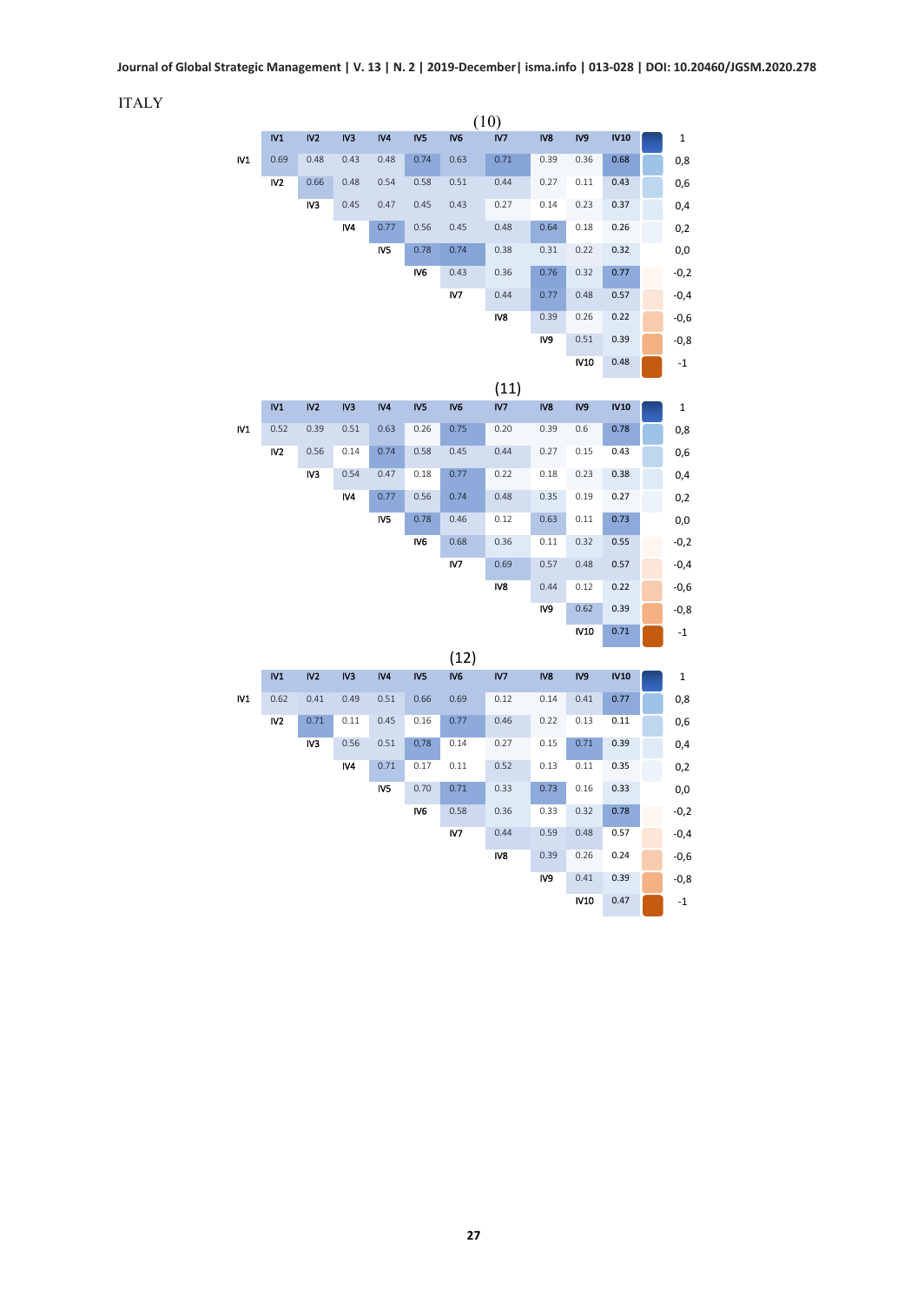ITALY

(10)

| | IV1 | IV2 | IV3 | IV4 | IV5 | IV6 | IV7 | IV8 | IV9 | IV10 |
|---|---|---|---|---|---|---|---|---|---|---|
| IV1 | 0.69 | 0.48 | 0.43 | 0.48 | 0.74 | 0.63 | 0.71 | 0.39 | 0.36 | 0.68 |
| IV2 | | 0.66 | 0.48 | 0.54 | 0.58 | 0.51 | 0.44 | 0.27 | 0.11 | 0.43 |
| IV3 | | | 0.45 | 0.47 | 0.45 | 0.43 | 0.27 | 0.14 | 0.23 | 0.37 |
| IV4 | | | | 0.77 | 0.56 | 0.45 | 0.48 | 0.64 | 0.18 | 0.26 |
| IV5 | | | | | 0.78 | 0.74 | 0.38 | 0.31 | 0.22 | 0.32 |
| IV6 | | | | | | 0.43 | 0.36 | 0.76 | 0.32 | 0.77 |
| IV7 | | | | | | | 0.44 | 0.77 | 0.48 | 0.57 |
| IV8 | | | | | | | | 0.39 | 0.26 | 0.22 |
| IV9 | | | | | | | | | 0.51 | 0.39 |
| IV10 | | | | | | | | | | 0.48 |

Scale: 1, 0,8, 0,6, 0,4, 0,2, 0,0, -0,2, -0,4, -0,6, -0,8, -1

(11)

| | IV1 | IV2 | IV3 | IV4 | IV5 | IV6 | IV7 | IV8 | IV9 | IV10 |
|---|---|---|---|---|---|---|---|---|---|---|
| IV1 | 0.52 | 0.39 | 0.51 | 0.63 | 0.26 | 0.75 | 0.20 | 0.39 | 0.6 | 0.78 |
| IV2 | | 0.56 | 0.14 | 0.74 | 0.58 | 0.45 | 0.44 | 0.27 | 0.15 | 0.43 |
| IV3 | | | 0.54 | 0.47 | 0.18 | 0.77 | 0.22 | 0.18 | 0.23 | 0.38 |
| IV4 | | | | 0.77 | 0.56 | 0.74 | 0.48 | 0.35 | 0.19 | 0.27 |
| IV5 | | | | | 0.78 | 0.46 | 0.12 | 0.63 | 0.11 | 0.73 |
| IV6 | | | | | | 0.68 | 0.36 | 0.11 | 0.32 | 0.55 |
| IV7 | | | | | | | 0.69 | 0.57 | 0.48 | 0.57 |
| IV8 | | | | | | | | 0.44 | 0.12 | 0.22 |
| IV9 | | | | | | | | | 0.62 | 0.39 |
| IV10 | | | | | | | | | | 0.71 |

Scale: 1, 0,8, 0,6, 0,4, 0,2, 0,0, -0,2, -0,4, -0,6, -0,8, -1

(12)

| | IV1 | IV2 | IV3 | IV4 | IV5 | IV6 | IV7 | IV8 | IV9 | IV10 |
|---|---|---|---|---|---|---|---|---|---|---|
| IV1 | 0.62 | 0.41 | 0.49 | 0.51 | 0.66 | 0.69 | 0.12 | 0.14 | 0.41 | 0.77 |
| IV2 | | 0.71 | 0.11 | 0.45 | 0.16 | 0.77 | 0.46 | 0.22 | 0.13 | 0.11 |
| IV3 | | | 0.56 | 0.51 | 0,78 | 0.14 | 0.27 | 0.15 | 0.71 | 0.39 |
| IV4 | | | | 0.71 | 0.17 | 0.11 | 0.52 | 0.13 | 0.11 | 0.35 |
| IV5 | | | | | 0.70 | 0.71 | 0.33 | 0.73 | 0.16 | 0.33 |
| IV6 | | | | | | 0.58 | 0.36 | 0.33 | 0.32 | 0.78 |
| IV7 | | | | | | | 0.44 | 0.59 | 0.48 | 0.57 |
| IV8 | | | | | | | | 0.39 | 0.26 | 0.24 |
| IV9 | | | | | | | | | 0.41 | 0.39 |
| IV10 | | | | | | | | | | 0.47 |

Scale: 1, 0,8, 0,6, 0,4, 0,2, 0,0, -0,2, -0,4, -0,6, -0,8, -1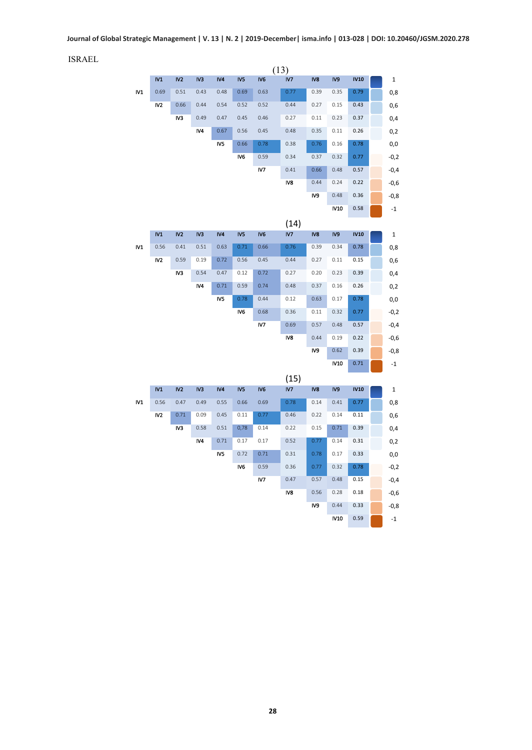ISRAEL

(13)

| | IV1 | IV2 | IV3 | IV4 | IV5 | IV6 | IV7 | IV8 | IV9 | IV10 |
|---|---|---|---|---|---|---|---|---|---|---|
| IV1 | 0.69 | 0.51 | 0.43 | 0.48 | 0.69 | 0.63 | 0.77 | 0.39 | 0.35 | 0.79 |
| | IV2 | 0.66 | 0.44 | 0.54 | 0.52 | 0.52 | 0.44 | 0.27 | 0.15 | 0.43 |
| | | IV3 | 0.49 | 0.47 | 0.45 | 0.46 | 0.27 | 0.11 | 0.23 | 0.37 |
| | | | IV4 | 0.67 | 0.56 | 0.45 | 0.48 | 0.35 | 0.11 | 0.26 |
| | | | | IV5 | 0.66 | 0.78 | 0.38 | 0.76 | 0.16 | 0.78 |
| | | | | | IV6 | 0.59 | 0.34 | 0.37 | 0.32 | 0.77 |
| | | | | | | IV7 | 0.41 | 0.66 | 0.48 | 0.57 |
| | | | | | | | IV8 | 0.44 | 0.24 | 0.22 |
| | | | | | | | | IV9 | 0.48 | 0.36 |
| | | | | | | | | | IV10 | 0.58 |

1
0,8
0,6
0,4
0,2
0,0
-0,2
-0,4
-0,6
-0,8
-1

(14)

| | IV1 | IV2 | IV3 | IV4 | IV5 | IV6 | IV7 | IV8 | IV9 | IV10 |
|---|---|---|---|---|---|---|---|---|---|---|
| IV1 | 0.56 | 0.41 | 0.51 | 0.63 | 0.71 | 0.66 | 0.76 | 0.39 | 0.34 | 0.78 |
| | IV2 | 0.59 | 0.19 | 0.72 | 0.56 | 0.45 | 0.44 | 0.27 | 0.11 | 0.15 |
| | | IV3 | 0.54 | 0.47 | 0.12 | 0.72 | 0.27 | 0.20 | 0.23 | 0.39 |
| | | | IV4 | 0.71 | 0.59 | 0.74 | 0.48 | 0.37 | 0.16 | 0.26 |
| | | | | IV5 | 0.78 | 0.44 | 0.12 | 0.63 | 0.17 | 0.78 |
| | | | | | IV6 | 0.68 | 0.36 | 0.11 | 0.32 | 0.77 |
| | | | | | | IV7 | 0.69 | 0.57 | 0.48 | 0.57 |
| | | | | | | | IV8 | 0.44 | 0.19 | 0.22 |
| | | | | | | | | IV9 | 0.62 | 0.39 |
| | | | | | | | | | IV10 | 0.71 |

1
0,8
0,6
0,4
0,2
0,0
-0,2
-0,4
-0,6
-0,8
-1

(15)

| | IV1 | IV2 | IV3 | IV4 | IV5 | IV6 | IV7 | IV8 | IV9 | IV10 |
|---|---|---|---|---|---|---|---|---|---|---|
| IV1 | 0.56 | 0.47 | 0.49 | 0.55 | 0.66 | 0.69 | 0.78 | 0.14 | 0.41 | 0.77 |
| | IV2 | 0.71 | 0.09 | 0.45 | 0.11 | 0.77 | 0.46 | 0.22 | 0.14 | 0.11 |
| | | IV3 | 0.58 | 0.51 | 0,78 | 0.14 | 0.22 | 0.15 | 0.71 | 0.39 |
| | | | IV4 | 0.71 | 0.17 | 0.17 | 0.52 | 0.77 | 0.14 | 0.31 |
| | | | | IV5 | 0.72 | 0.71 | 0.31 | 0.78 | 0.17 | 0.33 |
| | | | | | IV6 | 0.59 | 0.36 | 0.77 | 0.32 | 0.78 |
| | | | | | | IV7 | 0.47 | 0.57 | 0.48 | 0.15 |
| | | | | | | | IV8 | 0.56 | 0.28 | 0.18 |
| | | | | | | | | IV9 | 0.44 | 0.33 |
| | | | | | | | | | IV10 | 0.59 |

1
0,8
0,6
0,4
0,2
0,0
-0,2
-0,4
-0,6
-0,8
-1